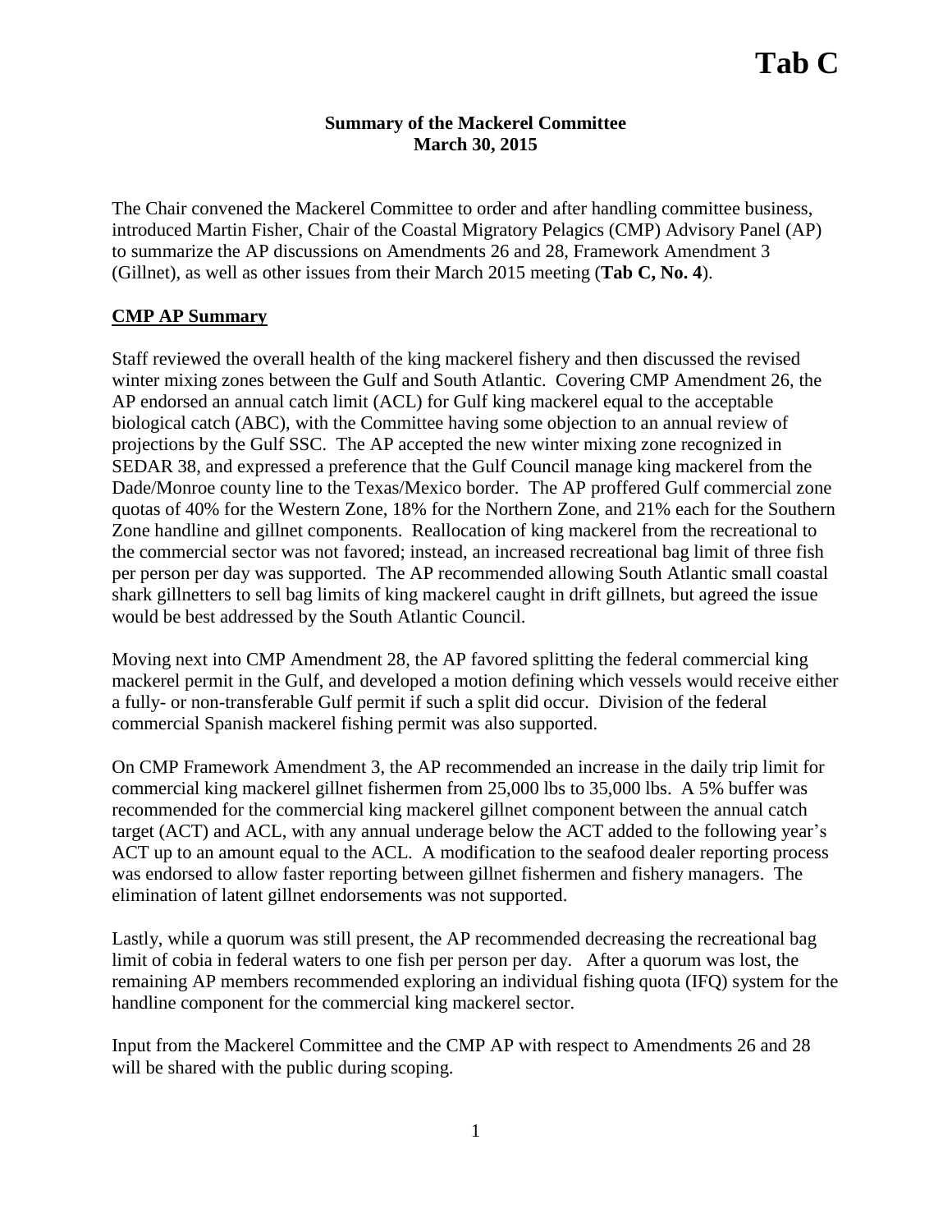# Tab C

**Summary of the Mackerel Committee**
**March 30, 2015**

The Chair convened the Mackerel Committee to order and after handling committee business, introduced Martin Fisher, Chair of the Coastal Migratory Pelagics (CMP) Advisory Panel (AP) to summarize the AP discussions on Amendments 26 and 28, Framework Amendment 3 (Gillnet), as well as other issues from their March 2015 meeting (**Tab C, No. 4**).

## CMP AP Summary

Staff reviewed the overall health of the king mackerel fishery and then discussed the revised winter mixing zones between the Gulf and South Atlantic. Covering CMP Amendment 26, the AP endorsed an annual catch limit (ACL) for Gulf king mackerel equal to the acceptable biological catch (ABC), with the Committee having some objection to an annual review of projections by the Gulf SSC. The AP accepted the new winter mixing zone recognized in SEDAR 38, and expressed a preference that the Gulf Council manage king mackerel from the Dade/Monroe county line to the Texas/Mexico border. The AP proffered Gulf commercial zone quotas of 40% for the Western Zone, 18% for the Northern Zone, and 21% each for the Southern Zone handline and gillnet components. Reallocation of king mackerel from the recreational to the commercial sector was not favored; instead, an increased recreational bag limit of three fish per person per day was supported. The AP recommended allowing South Atlantic small coastal shark gillnetters to sell bag limits of king mackerel caught in drift gillnets, but agreed the issue would be best addressed by the South Atlantic Council.

Moving next into CMP Amendment 28, the AP favored splitting the federal commercial king mackerel permit in the Gulf, and developed a motion defining which vessels would receive either a fully- or non-transferable Gulf permit if such a split did occur. Division of the federal commercial Spanish mackerel fishing permit was also supported.

On CMP Framework Amendment 3, the AP recommended an increase in the daily trip limit for commercial king mackerel gillnet fishermen from 25,000 lbs to 35,000 lbs. A 5% buffer was recommended for the commercial king mackerel gillnet component between the annual catch target (ACT) and ACL, with any annual underage below the ACT added to the following year's ACT up to an amount equal to the ACL. A modification to the seafood dealer reporting process was endorsed to allow faster reporting between gillnet fishermen and fishery managers. The elimination of latent gillnet endorsements was not supported.

Lastly, while a quorum was still present, the AP recommended decreasing the recreational bag limit of cobia in federal waters to one fish per person per day. After a quorum was lost, the remaining AP members recommended exploring an individual fishing quota (IFQ) system for the handline component for the commercial king mackerel sector.

Input from the Mackerel Committee and the CMP AP with respect to Amendments 26 and 28 will be shared with the public during scoping.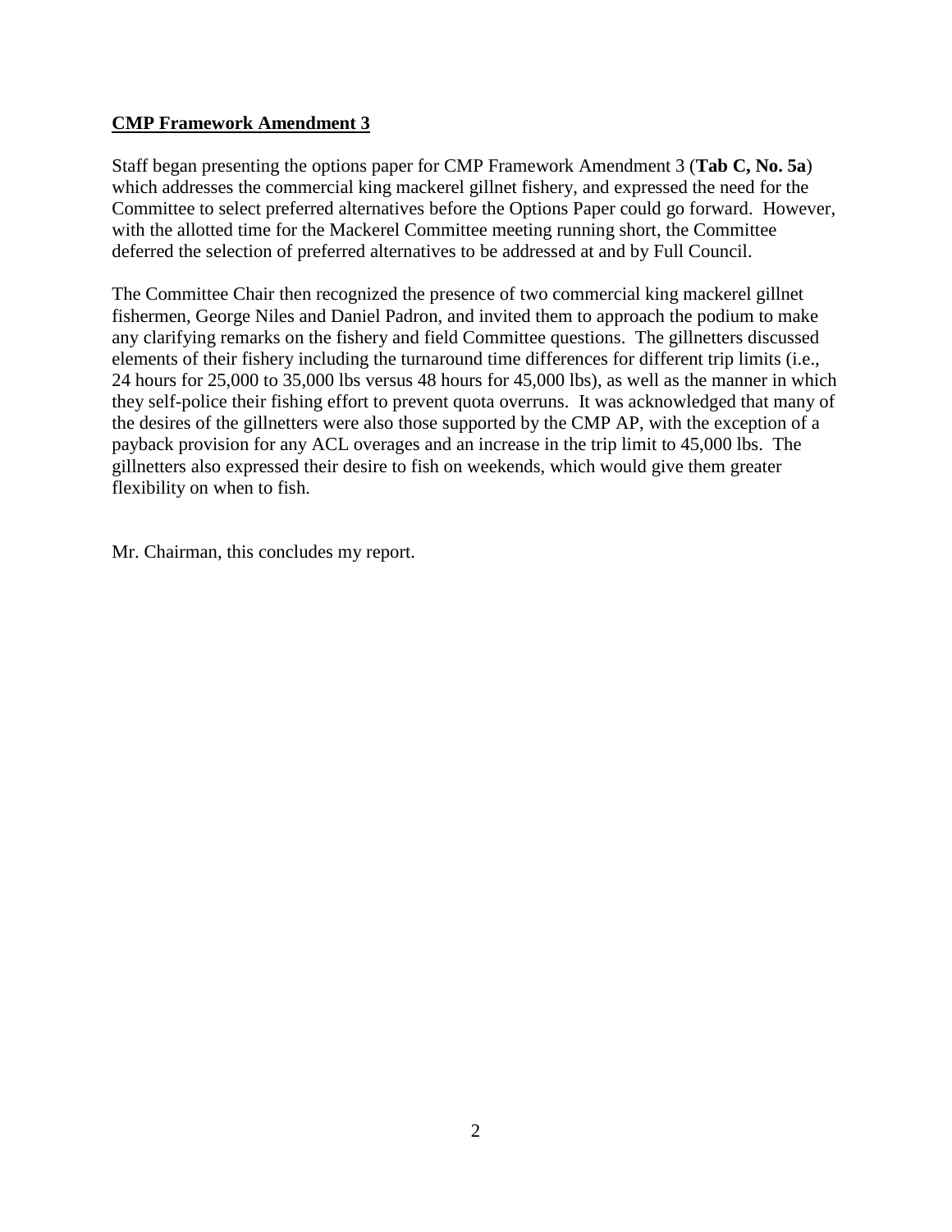## CMP Framework Amendment 3

Staff began presenting the options paper for CMP Framework Amendment 3 (**Tab C, No. 5a**) which addresses the commercial king mackerel gillnet fishery, and expressed the need for the Committee to select preferred alternatives before the Options Paper could go forward. However, with the allotted time for the Mackerel Committee meeting running short, the Committee deferred the selection of preferred alternatives to be addressed at and by Full Council.

The Committee Chair then recognized the presence of two commercial king mackerel gillnet fishermen, George Niles and Daniel Padron, and invited them to approach the podium to make any clarifying remarks on the fishery and field Committee questions. The gillnetters discussed elements of their fishery including the turnaround time differences for different trip limits (i.e., 24 hours for 25,000 to 35,000 lbs versus 48 hours for 45,000 lbs), as well as the manner in which they self-police their fishing effort to prevent quota overruns. It was acknowledged that many of the desires of the gillnetters were also those supported by the CMP AP, with the exception of a payback provision for any ACL overages and an increase in the trip limit to 45,000 lbs. The gillnetters also expressed their desire to fish on weekends, which would give them greater flexibility on when to fish.

Mr. Chairman, this concludes my report.